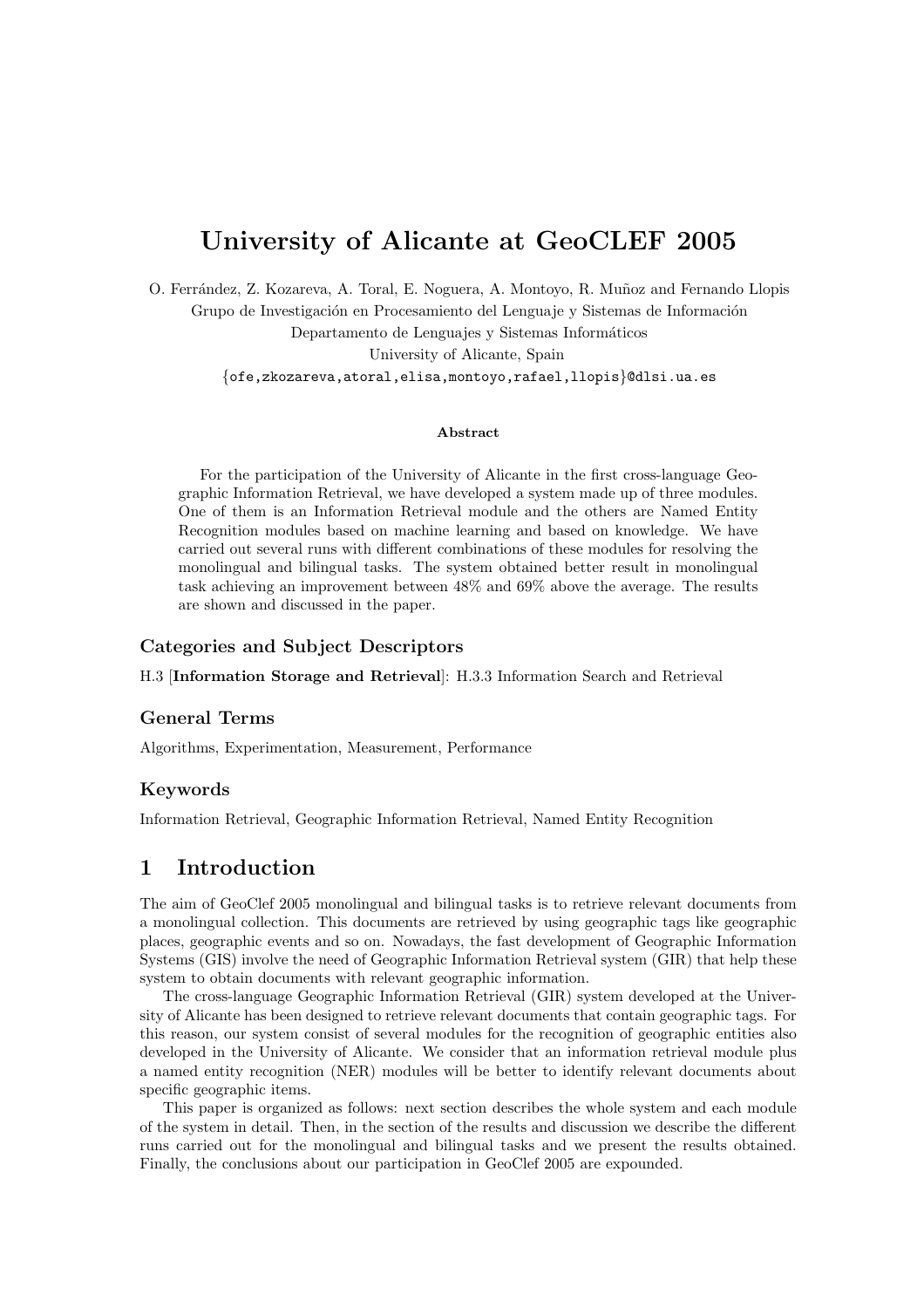# University of Alicante at GeoCLEF 2005

O. Ferrández, Z. Kozareva, A. Toral, E. Noguera, A. Montoyo, R. Muñoz and Fernando Llopis
Grupo de Investigación en Procesamiento del Lenguaje y Sistemas de Información
Departamento de Lenguajes y Sistemas Informáticos
University of Alicante, Spain
{ofe,zkozareva,atoral,elisa,montoyo,rafael,llopis}@dlsi.ua.es

### Abstract

For the participation of the University of Alicante in the first cross-language Geographic Information Retrieval, we have developed a system made up of three modules. One of them is an Information Retrieval module and the others are Named Entity Recognition modules based on machine learning and based on knowledge. We have carried out several runs with different combinations of these modules for resolving the monolingual and bilingual tasks. The system obtained better result in monolingual task achieving an improvement between 48% and 69% above the average. The results are shown and discussed in the paper.

### Categories and Subject Descriptors

H.3 [**Information Storage and Retrieval**]: H.3.3 Information Search and Retrieval

### General Terms

Algorithms, Experimentation, Measurement, Performance

### Keywords

Information Retrieval, Geographic Information Retrieval, Named Entity Recognition

## 1 Introduction

The aim of GeoClef 2005 monolingual and bilingual tasks is to retrieve relevant documents from a monolingual collection. This documents are retrieved by using geographic tags like geographic places, geographic events and so on. Nowadays, the fast development of Geographic Information Systems (GIS) involve the need of Geographic Information Retrieval system (GIR) that help these system to obtain documents with relevant geographic information.

The cross-language Geographic Information Retrieval (GIR) system developed at the University of Alicante has been designed to retrieve relevant documents that contain geographic tags. For this reason, our system consist of several modules for the recognition of geographic entities also developed in the University of Alicante. We consider that an information retrieval module plus a named entity recognition (NER) modules will be better to identify relevant documents about specific geographic items.

This paper is organized as follows: next section describes the whole system and each module of the system in detail. Then, in the section of the results and discussion we describe the different runs carried out for the monolingual and bilingual tasks and we present the results obtained. Finally, the conclusions about our participation in GeoClef 2005 are expounded.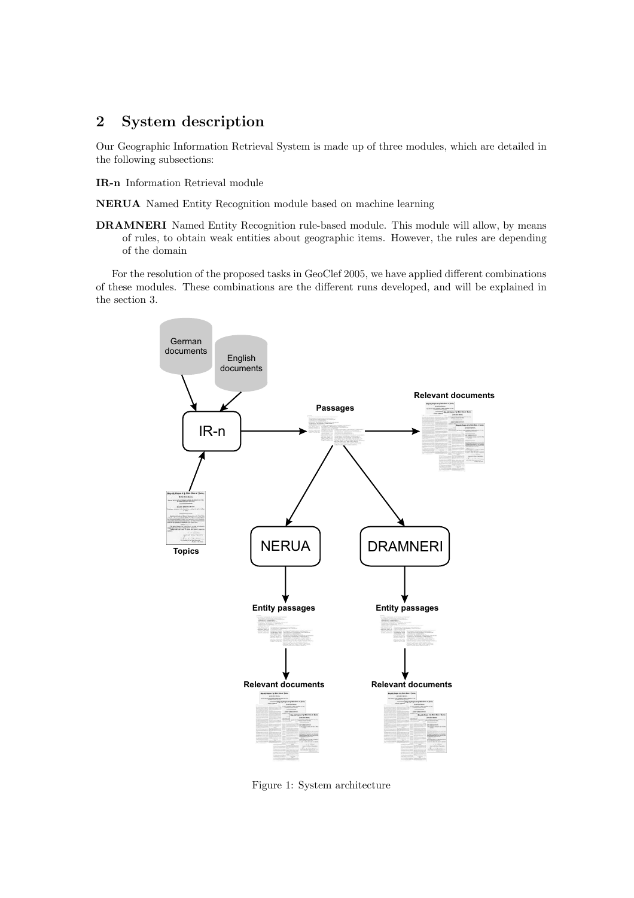## 2 System description

Our Geographic Information Retrieval System is made up of three modules, which are detailed in the following subsections:

**IR-n** Information Retrieval module

**NERUA** Named Entity Recognition module based on machine learning

**DRAMNERI** Named Entity Recognition rule-based module. This module will allow, by means of rules, to obtain weak entities about geographic items. However, the rules are depending of the domain

For the resolution of the proposed tasks in GeoClef 2005, we have applied different combinations of these modules. These combinations are the different runs developed, and will be explained in the section 3.

Figure 1: System architecture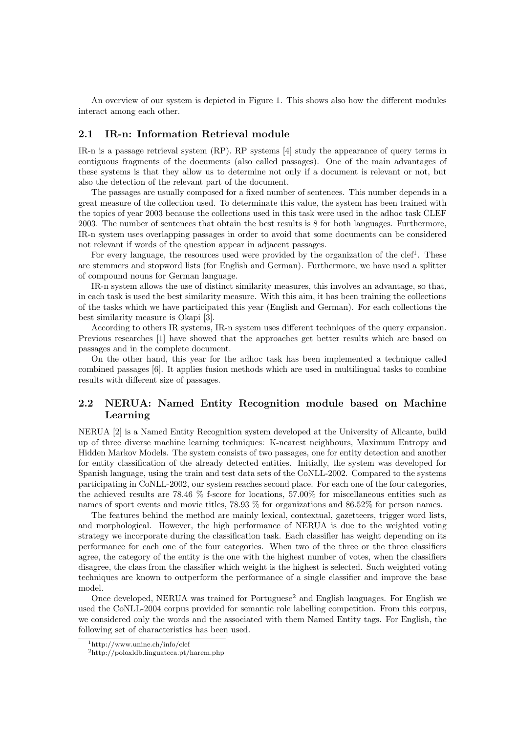An overview of our system is depicted in Figure 1. This shows also how the different modules interact among each other.

### 2.1 IR-n: Information Retrieval module

IR-n is a passage retrieval system (RP). RP systems [4] study the appearance of query terms in contiguous fragments of the documents (also called passages). One of the main advantages of these systems is that they allow us to determine not only if a document is relevant or not, but also the detection of the relevant part of the document.

The passages are usually composed for a fixed number of sentences. This number depends in a great measure of the collection used. To determinate this value, the system has been trained with the topics of year 2003 because the collections used in this task were used in the adhoc task CLEF 2003. The number of sentences that obtain the best results is 8 for both languages. Furthermore, IR-n system uses overlapping passages in order to avoid that some documents can be considered not relevant if words of the question appear in adjacent passages.

For every language, the resources used were provided by the organization of the clef[1]. These are stemmers and stopword lists (for English and German). Furthermore, we have used a splitter of compound nouns for German language.

IR-n system allows the use of distinct similarity measures, this involves an advantage, so that, in each task is used the best similarity measure. With this aim, it has been training the collections of the tasks which we have participated this year (English and German). For each collections the best similarity measure is Okapi [3].

According to others IR systems, IR-n system uses different techniques of the query expansion. Previous researches [1] have showed that the approaches get better results which are based on passages and in the complete document.

On the other hand, this year for the adhoc task has been implemented a technique called combined passages [6]. It applies fusion methods which are used in multilingual tasks to combine results with different size of passages.

### 2.2 NERUA: Named Entity Recognition module based on Machine Learning

NERUA [2] is a Named Entity Recognition system developed at the University of Alicante, build up of three diverse machine learning techniques: K-nearest neighbours, Maximum Entropy and Hidden Markov Models. The system consists of two passages, one for entity detection and another for entity classification of the already detected entities. Initially, the system was developed for Spanish language, using the train and test data sets of the CoNLL-2002. Compared to the systems participating in CoNLL-2002, our system reaches second place. For each one of the four categories, the achieved results are 78.46 % f-score for locations, 57.00% for miscellaneous entities such as names of sport events and movie titles, 78.93 % for organizations and 86.52% for person names.

The features behind the method are mainly lexical, contextual, gazetteers, trigger word lists, and morphological. However, the high performance of NERUA is due to the weighted voting strategy we incorporate during the classification task. Each classifier has weight depending on its performance for each one of the four categories. When two of the three or the three classifiers agree, the category of the entity is the one with the highest number of votes, when the classifiers disagree, the class from the classifier which weight is the highest is selected. Such weighted voting techniques are known to outperform the performance of a single classifier and improve the base model.

Once developed, NERUA was trained for Portuguese[2] and English languages. For English we used the CoNLL-2004 corpus provided for semantic role labelling competition. From this corpus, we considered only the words and the associated with them Named Entity tags. For English, the following set of characteristics has been used.

[1] http://www.unine.ch/info/clef

[2] http://poloxldb.linguateca.pt/harem.php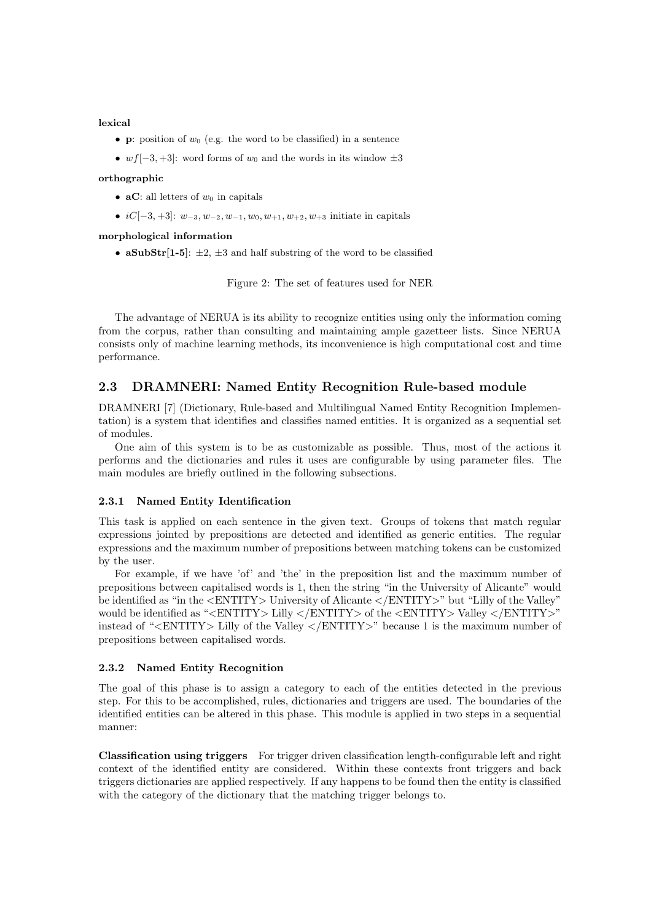**lexical**

- **p**: position of $w_0$ (e.g. the word to be classified) in a sentence
- $wf[-3,+3]$: word forms of $w_0$ and the words in its window $\pm 3$

**orthographic**

- **aC**: all letters of $w_0$ in capitals
- $iC[-3,+3]$: $w_{-3}, w_{-2}, w_{-1}, w_0, w_{+1}, w_{+2}, w_{+3}$ initiate in capitals

**morphological information**

- **aSubStr[1-5]**: $\pm 2$, $\pm 3$ and half substring of the word to be classified

Figure 2: The set of features used for NER

The advantage of NERUA is its ability to recognize entities using only the information coming from the corpus, rather than consulting and maintaining ample gazetteer lists. Since NERUA consists only of machine learning methods, its inconvenience is high computational cost and time performance.

## 2.3 DRAMNERI: Named Entity Recognition Rule-based module

DRAMNERI [7] (Dictionary, Rule-based and Multilingual Named Entity Recognition Implementation) is a system that identifies and classifies named entities. It is organized as a sequential set of modules.

One aim of this system is to be as customizable as possible. Thus, most of the actions it performs and the dictionaries and rules it uses are configurable by using parameter files. The main modules are briefly outlined in the following subsections.

### 2.3.1 Named Entity Identification

This task is applied on each sentence in the given text. Groups of tokens that match regular expressions jointed by prepositions are detected and identified as generic entities. The regular expressions and the maximum number of prepositions between matching tokens can be customized by the user.

For example, if we have 'of' and 'the' in the preposition list and the maximum number of prepositions between capitalised words is 1, then the string "in the University of Alicante" would be identified as "in the <ENTITY> University of Alicante </ENTITY>" but "Lilly of the Valley" would be identified as "<ENTITY> Lilly </ENTITY> of the <ENTITY> Valley </ENTITY>" instead of "<ENTITY> Lilly of the Valley </ENTITY>" because 1 is the maximum number of prepositions between capitalised words.

### 2.3.2 Named Entity Recognition

The goal of this phase is to assign a category to each of the entities detected in the previous step. For this to be accomplished, rules, dictionaries and triggers are used. The boundaries of the identified entities can be altered in this phase. This module is applied in two steps in a sequential manner:

**Classification using triggers** For trigger driven classification length-configurable left and right context of the identified entity are considered. Within these contexts front triggers and back triggers dictionaries are applied respectively. If any happens to be found then the entity is classified with the category of the dictionary that the matching trigger belongs to.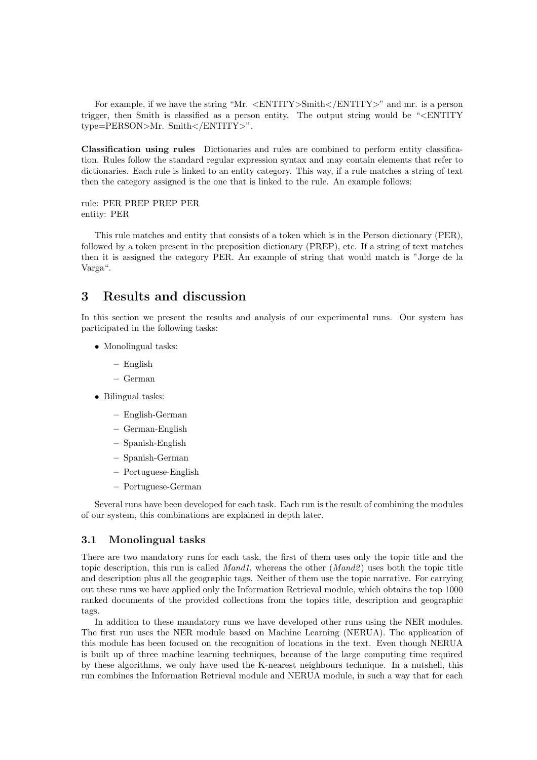For example, if we have the string "Mr. <ENTITY>Smith</ENTITY>" and mr. is a person trigger, then Smith is classified as a person entity. The output string would be "<ENTITY type=PERSON>Mr. Smith</ENTITY>".

**Classification using rules** Dictionaries and rules are combined to perform entity classification. Rules follow the standard regular expression syntax and may contain elements that refer to dictionaries. Each rule is linked to an entity category. This way, if a rule matches a string of text then the category assigned is the one that is linked to the rule. An example follows:

rule: PER PREP PREP PER
entity: PER

This rule matches and entity that consists of a token which is in the Person dictionary (PER), followed by a token present in the preposition dictionary (PREP), etc. If a string of text matches then it is assigned the category PER. An example of string that would match is "Jorge de la Varga".

# 3 Results and discussion

In this section we present the results and analysis of our experimental runs. Our system has participated in the following tasks:

- Monolingual tasks:
  - English
  - German
- Bilingual tasks:
  - English-German
  - German-English
  - Spanish-English
  - Spanish-German
  - Portuguese-English
  - Portuguese-German

Several runs have been developed for each task. Each run is the result of combining the modules of our system, this combinations are explained in depth later.

## 3.1 Monolingual tasks

There are two mandatory runs for each task, the first of them uses only the topic title and the topic description, this run is called *Mand1*, whereas the other (*Mand2*) uses both the topic title and description plus all the geographic tags. Neither of them use the topic narrative. For carrying out these runs we have applied only the Information Retrieval module, which obtains the top 1000 ranked documents of the provided collections from the topics title, description and geographic tags.

In addition to these mandatory runs we have developed other runs using the NER modules. The first run uses the NER module based on Machine Learning (NERUA). The application of this module has been focused on the recognition of locations in the text. Even though NERUA is built up of three machine learning techniques, because of the large computing time required by these algorithms, we only have used the K-nearest neighbours technique. In a nutshell, this run combines the Information Retrieval module and NERUA module, in such a way that for each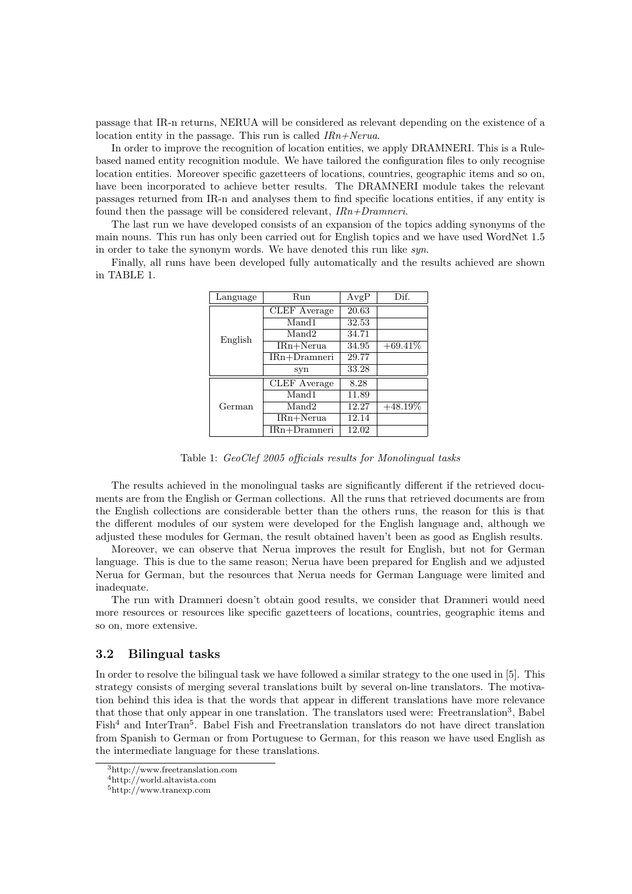passage that IR-n returns, NERUA will be considered as relevant depending on the existence of a location entity in the passage. This run is called *IRn+Nerua*.

In order to improve the recognition of location entities, we apply DRAMNERI. This is a Rule-based named entity recognition module. We have tailored the configuration files to only recognise location entities. Moreover specific gazetteers of locations, countries, geographic items and so on, have been incorporated to achieve better results. The DRAMNERI module takes the relevant passages returned from IR-n and analyses them to find specific locations entities, if any entity is found then the passage will be considered relevant, *IRn+Dramneri*.

The last run we have developed consists of an expansion of the topics adding synonyms of the main nouns. This run has only been carried out for English topics and we have used WordNet 1.5 in order to take the synonym words. We have denoted this run like *syn*.

Finally, all runs have been developed fully automatically and the results achieved are shown in TABLE 1.

| Language | Run | AvgP | Dif. |
|---|---|---|---|
| English | CLEF Average | 20.63 | |
| | Mand1 | 32.53 | |
| | Mand2 | 34.71 | |
| | IRn+Nerua | 34.95 | +69.41% |
| | IRn+Dramneri | 29.77 | |
| | syn | 33.28 | |
| German | CLEF Average | 8.28 | |
| | Mand1 | 11.89 | |
| | Mand2 | 12.27 | +48.19% |
| | IRn+Nerua | 12.14 | |
| | IRn+Dramneri | 12.02 | |

Table 1: *GeoClef 2005 officials results for Monolingual tasks*

The results achieved in the monolingual tasks are significantly different if the retrieved documents are from the English or German collections. All the runs that retrieved documents are from the English collections are considerable better than the others runs, the reason for this is that the different modules of our system were developed for the English language and, although we adjusted these modules for German, the result obtained haven't been as good as English results.

Moreover, we can observe that Nerua improves the result for English, but not for German language. This is due to the same reason; Nerua have been prepared for English and we adjusted Nerua for German, but the resources that Nerua needs for German Language were limited and inadequate.

The run with Dramneri doesn't obtain good results, we consider that Dramneri would need more resources or resources like specific gazetteers of locations, countries, geographic items and so on, more extensive.

### 3.2 Bilingual tasks

In order to resolve the bilingual task we have followed a similar strategy to the one used in [5]. This strategy consists of merging several translations built by several on-line translators. The motivation behind this idea is that the words that appear in different translations have more relevance that those that only appear in one translation. The translators used were: Freetranslation[3], Babel Fish[4] and InterTran[5]. Babel Fish and Freetranslation translators do not have direct translation from Spanish to German or from Portuguese to German, for this reason we have used English as the intermediate language for these translations.

[3] http://www.freetranslation.com

[4] http://world.altavista.com

[5] http://www.tranexp.com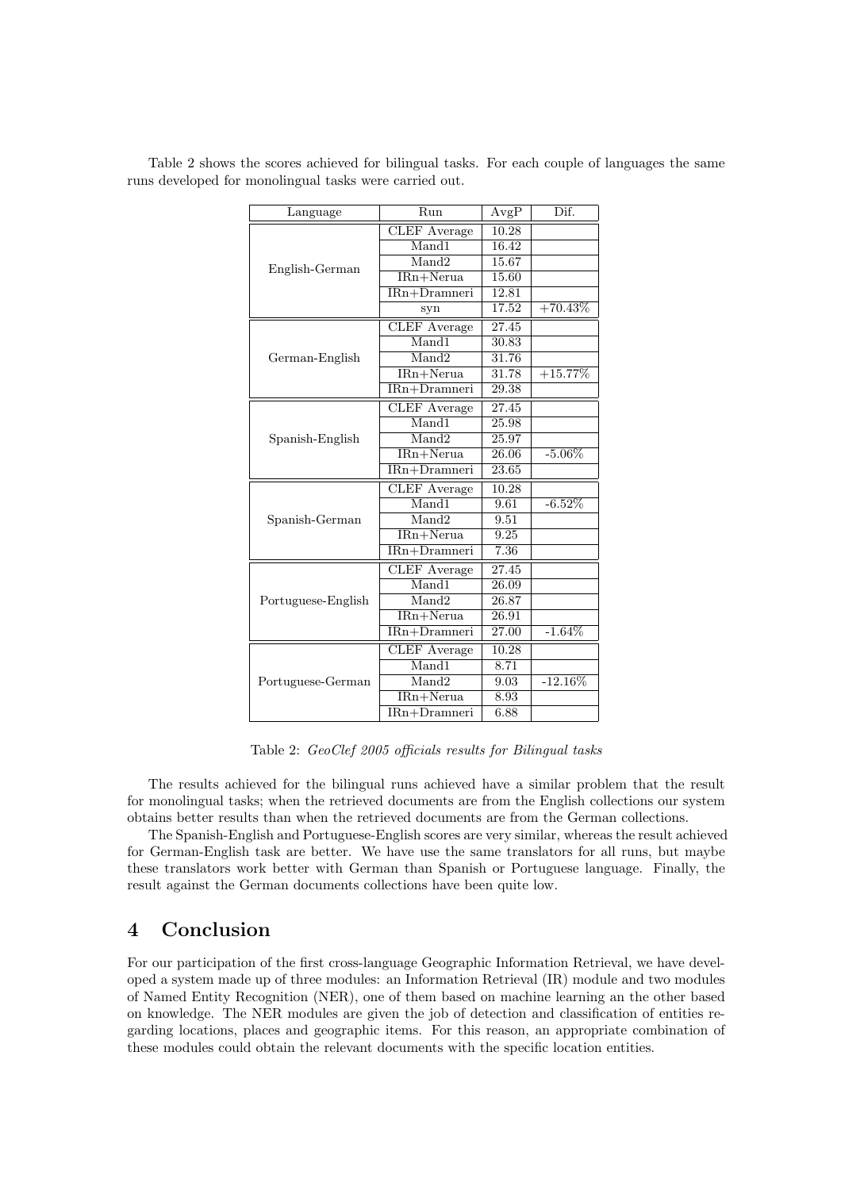Table 2 shows the scores achieved for bilingual tasks. For each couple of languages the same runs developed for monolingual tasks were carried out.

| Language | Run | AvgP | Dif. |
|---|---|---|---|
| English-German | CLEF Average | 10.28 | |
| | Mand1 | 16.42 | |
| | Mand2 | 15.67 | |
| | IRn+Nerua | 15.60 | |
| | IRn+Dramneri | 12.81 | |
| | syn | 17.52 | +70.43% |
| German-English | CLEF Average | 27.45 | |
| | Mand1 | 30.83 | |
| | Mand2 | 31.76 | |
| | IRn+Nerua | 31.78 | +15.77% |
| | IRn+Dramneri | 29.38 | |
| Spanish-English | CLEF Average | 27.45 | |
| | Mand1 | 25.98 | |
| | Mand2 | 25.97 | |
| | IRn+Nerua | 26.06 | -5.06% |
| | IRn+Dramneri | 23.65 | |
| Spanish-German | CLEF Average | 10.28 | |
| | Mand1 | 9.61 | -6.52% |
| | Mand2 | 9.51 | |
| | IRn+Nerua | 9.25 | |
| | IRn+Dramneri | 7.36 | |
| Portuguese-English | CLEF Average | 27.45 | |
| | Mand1 | 26.09 | |
| | Mand2 | 26.87 | |
| | IRn+Nerua | 26.91 | |
| | IRn+Dramneri | 27.00 | -1.64% |
| Portuguese-German | CLEF Average | 10.28 | |
| | Mand1 | 8.71 | |
| | Mand2 | 9.03 | -12.16% |
| | IRn+Nerua | 8.93 | |
| | IRn+Dramneri | 6.88 | |

Table 2: *GeoClef 2005 officials results for Bilingual tasks*

The results achieved for the bilingual runs achieved have a similar problem that the result for monolingual tasks; when the retrieved documents are from the English collections our system obtains better results than when the retrieved documents are from the German collections.

The Spanish-English and Portuguese-English scores are very similar, whereas the result achieved for German-English task are better. We have use the same translators for all runs, but maybe these translators work better with German than Spanish or Portuguese language. Finally, the result against the German documents collections have been quite low.

## 4 Conclusion

For our participation of the first cross-language Geographic Information Retrieval, we have developed a system made up of three modules: an Information Retrieval (IR) module and two modules of Named Entity Recognition (NER), one of them based on machine learning an the other based on knowledge. The NER modules are given the job of detection and classification of entities regarding locations, places and geographic items. For this reason, an appropriate combination of these modules could obtain the relevant documents with the specific location entities.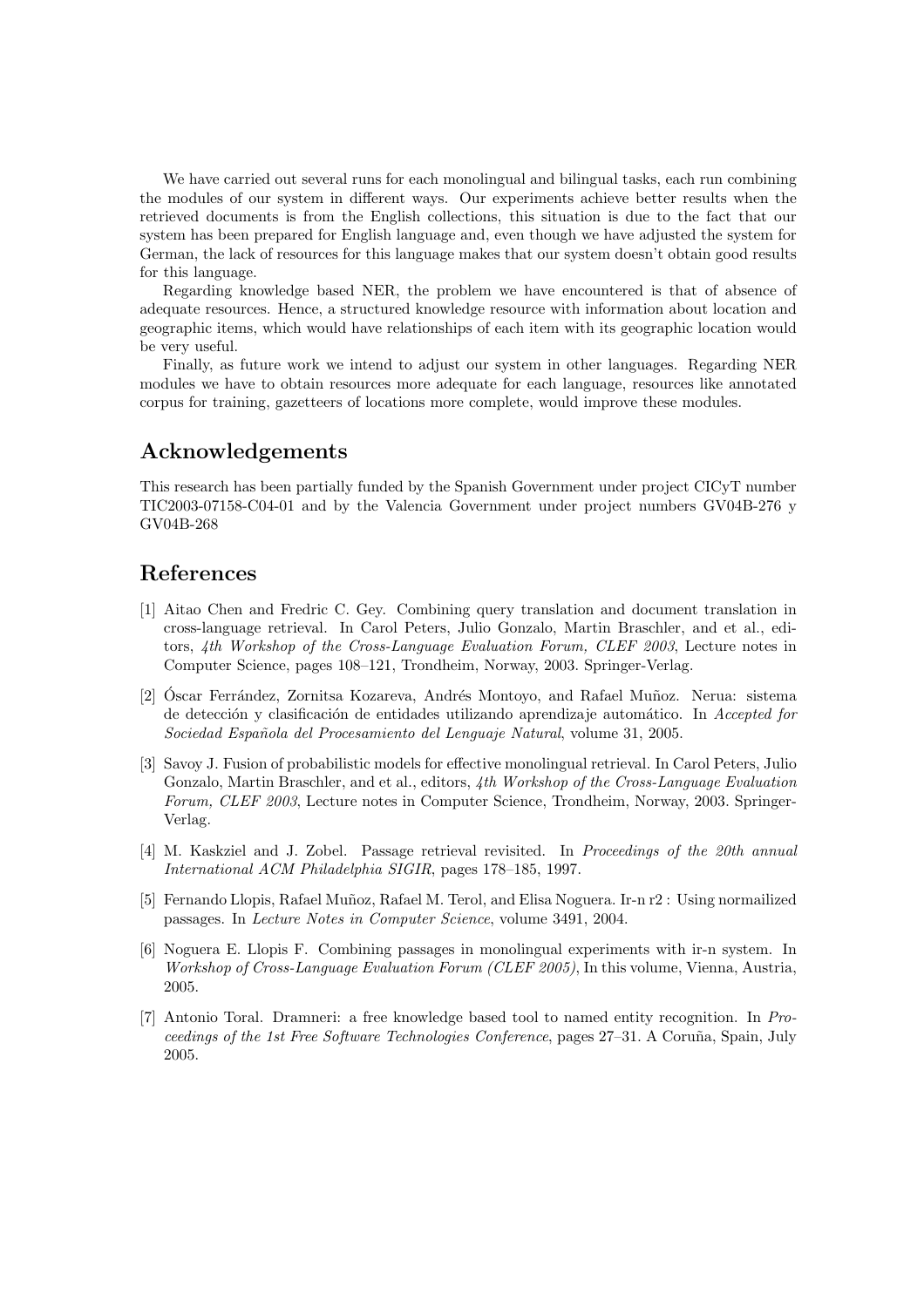We have carried out several runs for each monolingual and bilingual tasks, each run combining the modules of our system in different ways. Our experiments achieve better results when the retrieved documents is from the English collections, this situation is due to the fact that our system has been prepared for English language and, even though we have adjusted the system for German, the lack of resources for this language makes that our system doesn't obtain good results for this language.

Regarding knowledge based NER, the problem we have encountered is that of absence of adequate resources. Hence, a structured knowledge resource with information about location and geographic items, which would have relationships of each item with its geographic location would be very useful.

Finally, as future work we intend to adjust our system in other languages. Regarding NER modules we have to obtain resources more adequate for each language, resources like annotated corpus for training, gazetteers of locations more complete, would improve these modules.

## Acknowledgements

This research has been partially funded by the Spanish Government under project CICyT number TIC2003-07158-C04-01 and by the Valencia Government under project numbers GV04B-276 y GV04B-268

## References

[1] Aitao Chen and Fredric C. Gey. Combining query translation and document translation in cross-language retrieval. In Carol Peters, Julio Gonzalo, Martin Braschler, and et al., editors, *4th Workshop of the Cross-Language Evaluation Forum, CLEF 2003*, Lecture notes in Computer Science, pages 108–121, Trondheim, Norway, 2003. Springer-Verlag.

[2] Óscar Ferrández, Zornitsa Kozareva, Andrés Montoyo, and Rafael Muñoz. Nerua: sistema de detección y clasificación de entidades utilizando aprendizaje automático. In *Accepted for Sociedad Española del Procesamiento del Lenguaje Natural*, volume 31, 2005.

[3] Savoy J. Fusion of probabilistic models for effective monolingual retrieval. In Carol Peters, Julio Gonzalo, Martin Braschler, and et al., editors, *4th Workshop of the Cross-Language Evaluation Forum, CLEF 2003*, Lecture notes in Computer Science, Trondheim, Norway, 2003. Springer-Verlag.

[4] M. Kaskziel and J. Zobel. Passage retrieval revisited. In *Proceedings of the 20th annual International ACM Philadelphia SIGIR*, pages 178–185, 1997.

[5] Fernando Llopis, Rafael Muñoz, Rafael M. Terol, and Elisa Noguera. Ir-n r2 : Using normailized passages. In *Lecture Notes in Computer Science*, volume 3491, 2004.

[6] Noguera E. Llopis F. Combining passages in monolingual experiments with ir-n system. In *Workshop of Cross-Language Evaluation Forum (CLEF 2005)*, In this volume, Vienna, Austria, 2005.

[7] Antonio Toral. Dramneri: a free knowledge based tool to named entity recognition. In *Proceedings of the 1st Free Software Technologies Conference*, pages 27–31. A Coruña, Spain, July 2005.